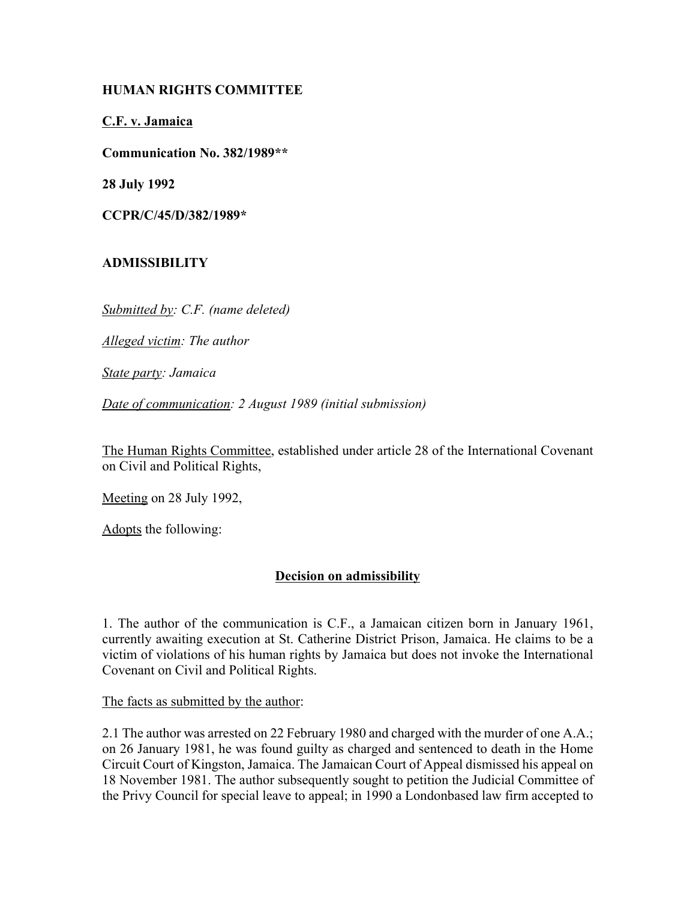**HUMAN RIGHTS COMMITTEE**

**C.F. v. Jamaica**

**Communication No. 382/1989****

**28 July 1992**

**CCPR/C/45/D/382/1989***

**ADMISSIBILITY**

*Submitted by: C.F. (name deleted)*

*Alleged victim: The author*

*State party: Jamaica*

*Date of communication: 2 August 1989 (initial submission)*

The Human Rights Committee, established under article 28 of the International Covenant on Civil and Political Rights,

Meeting on 28 July 1992,

Adopts the following:

## Decision on admissibility

1. The author of the communication is C.F., a Jamaican citizen born in January 1961, currently awaiting execution at St. Catherine District Prison, Jamaica. He claims to be a victim of violations of his human rights by Jamaica but does not invoke the International Covenant on Civil and Political Rights.

The facts as submitted by the author:

2.1 The author was arrested on 22 February 1980 and charged with the murder of one A.A.; on 26 January 1981, he was found guilty as charged and sentenced to death in the Home Circuit Court of Kingston, Jamaica. The Jamaican Court of Appeal dismissed his appeal on 18 November 1981. The author subsequently sought to petition the Judicial Committee of the Privy Council for special leave to appeal; in 1990 a Londonbased law firm accepted to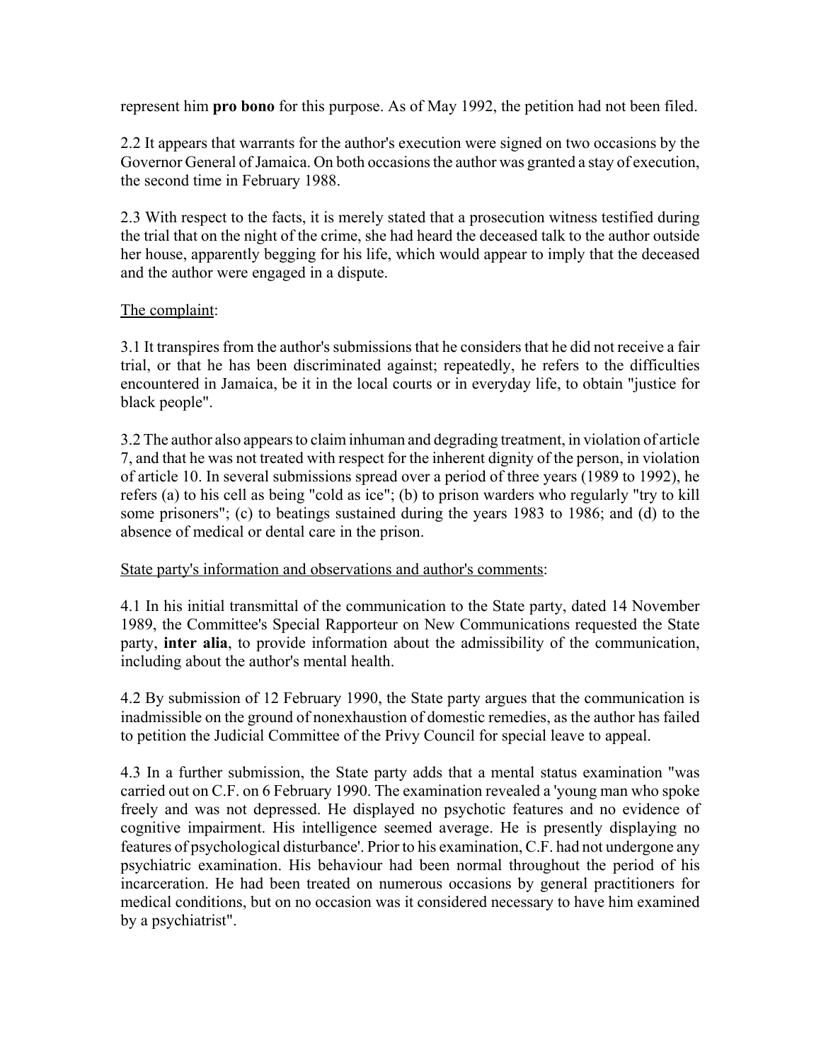represent him **pro bono** for this purpose. As of May 1992, the petition had not been filed.

2.2 It appears that warrants for the author's execution were signed on two occasions by the Governor General of Jamaica. On both occasions the author was granted a stay of execution, the second time in February 1988.

2.3 With respect to the facts, it is merely stated that a prosecution witness testified during the trial that on the night of the crime, she had heard the deceased talk to the author outside her house, apparently begging for his life, which would appear to imply that the deceased and the author were engaged in a dispute.

The complaint:

3.1 It transpires from the author's submissions that he considers that he did not receive a fair trial, or that he has been discriminated against; repeatedly, he refers to the difficulties encountered in Jamaica, be it in the local courts or in everyday life, to obtain "justice for black people".

3.2 The author also appears to claim inhuman and degrading treatment, in violation of article 7, and that he was not treated with respect for the inherent dignity of the person, in violation of article 10. In several submissions spread over a period of three years (1989 to 1992), he refers (a) to his cell as being "cold as ice"; (b) to prison warders who regularly "try to kill some prisoners"; (c) to beatings sustained during the years 1983 to 1986; and (d) to the absence of medical or dental care in the prison.

State party's information and observations and author's comments:

4.1 In his initial transmittal of the communication to the State party, dated 14 November 1989, the Committee's Special Rapporteur on New Communications requested the State party, **inter alia**, to provide information about the admissibility of the communication, including about the author's mental health.

4.2 By submission of 12 February 1990, the State party argues that the communication is inadmissible on the ground of nonexhaustion of domestic remedies, as the author has failed to petition the Judicial Committee of the Privy Council for special leave to appeal.

4.3 In a further submission, the State party adds that a mental status examination "was carried out on C.F. on 6 February 1990. The examination revealed a 'young man who spoke freely and was not depressed. He displayed no psychotic features and no evidence of cognitive impairment. His intelligence seemed average. He is presently displaying no features of psychological disturbance'. Prior to his examination, C.F. had not undergone any psychiatric examination. His behaviour had been normal throughout the period of his incarceration. He had been treated on numerous occasions by general practitioners for medical conditions, but on no occasion was it considered necessary to have him examined by a psychiatrist".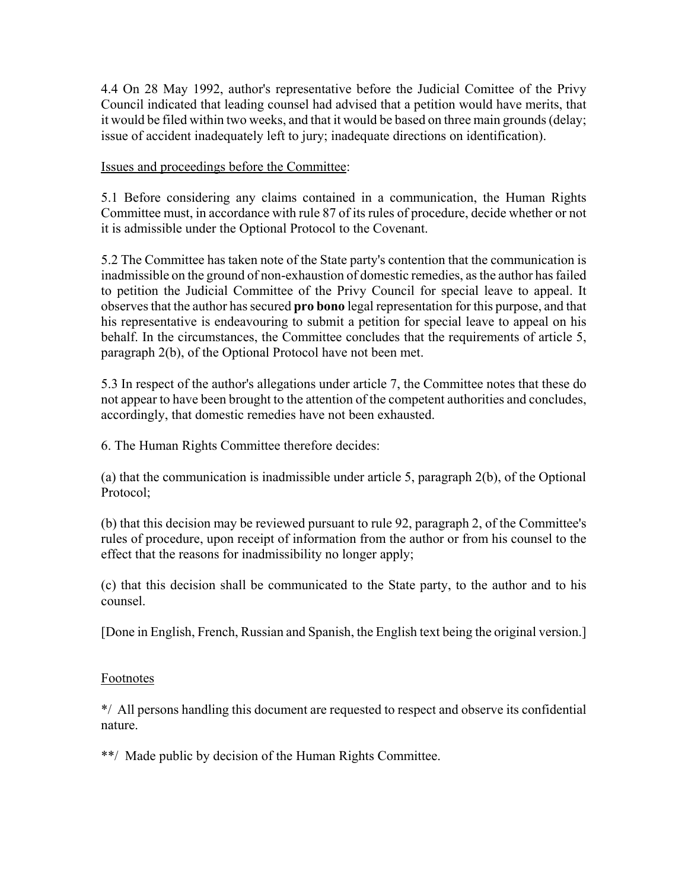4.4 On 28 May 1992, author's representative before the Judicial Comittee of the Privy Council indicated that leading counsel had advised that a petition would have merits, that it would be filed within two weeks, and that it would be based on three main grounds (delay; issue of accident inadequately left to jury; inadequate directions on identification).

<u>Issues and proceedings before the Committee</u>:

5.1 Before considering any claims contained in a communication, the Human Rights Committee must, in accordance with rule 87 of its rules of procedure, decide whether or not it is admissible under the Optional Protocol to the Covenant.

5.2 The Committee has taken note of the State party's contention that the communication is inadmissible on the ground of non-exhaustion of domestic remedies, as the author has failed to petition the Judicial Committee of the Privy Council for special leave to appeal. It observes that the author has secured **pro bono** legal representation for this purpose, and that his representative is endeavouring to submit a petition for special leave to appeal on his behalf. In the circumstances, the Committee concludes that the requirements of article 5, paragraph 2(b), of the Optional Protocol have not been met.

5.3 In respect of the author's allegations under article 7, the Committee notes that these do not appear to have been brought to the attention of the competent authorities and concludes, accordingly, that domestic remedies have not been exhausted.

6. The Human Rights Committee therefore decides:

(a) that the communication is inadmissible under article 5, paragraph 2(b), of the Optional Protocol;

(b) that this decision may be reviewed pursuant to rule 92, paragraph 2, of the Committee's rules of procedure, upon receipt of information from the author or from his counsel to the effect that the reasons for inadmissibility no longer apply;

(c) that this decision shall be communicated to the State party, to the author and to his counsel.

[Done in English, French, Russian and Spanish, the English text being the original version.]

<u>Footnotes</u>

*/ All persons handling this document are requested to respect and observe its confidential nature.

**/ Made public by decision of the Human Rights Committee.